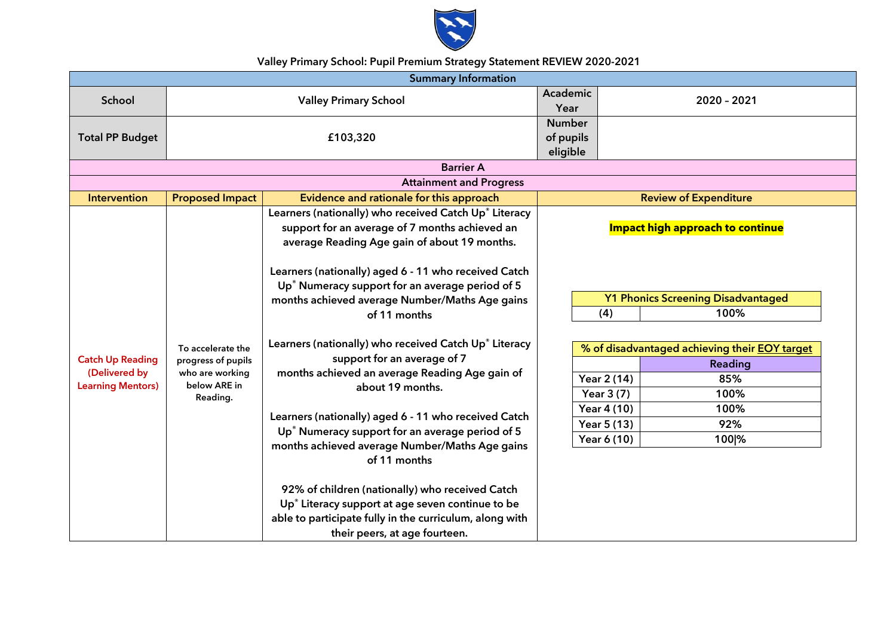# Valley Primary School: Pupil Premium Strategy Statement REVIEW 2020-2021

| Summary Information | | | |
|---|---|---|---|
| School | Valley Primary School | Academic Year | 2020 - 2021 |
| Total PP Budget | £103,320 | Number of pupils eligible | |

**Barrier A**

**Attainment and Progress**

| Intervention | Proposed Impact | Evidence and rationale for this approach | Review of Expenditure |
|---|---|---|---|
| Catch Up Reading (Delivered by Learning Mentors) | To accelerate the progress of pupils who are working below ARE in Reading. | Learners (nationally) who received Catch Up® Literacy support for an average of 7 months achieved an average Reading Age gain of about 19 months.<br><br>Learners (nationally) aged 6 - 11 who received Catch Up® Numeracy support for an average period of 5 months achieved average Number/Maths Age gains of 11 months<br><br>Learners (nationally) who received Catch Up® Literacy support for an average of 7 months achieved an average Reading Age gain of about 19 months.<br><br>Learners (nationally) aged 6 - 11 who received Catch Up® Numeracy support for an average period of 5 months achieved average Number/Maths Age gains of 11 months<br><br>92% of children (nationally) who received Catch Up® Literacy support at age seven continue to be able to participate fully in the curriculum, along with their peers, at age fourteen. | **Impact high approach to continue**<br><br>**Y1 Phonics Screening Disadvantaged**<br>(4): 100%<br><br>**% of disadvantaged achieving their EOY target** — Reading<br>Year 2 (14): 85%<br>Year 3 (7): 100%<br>Year 4 (10): 100%<br>Year 5 (13): 92%<br>Year 6 (10): 100\|% |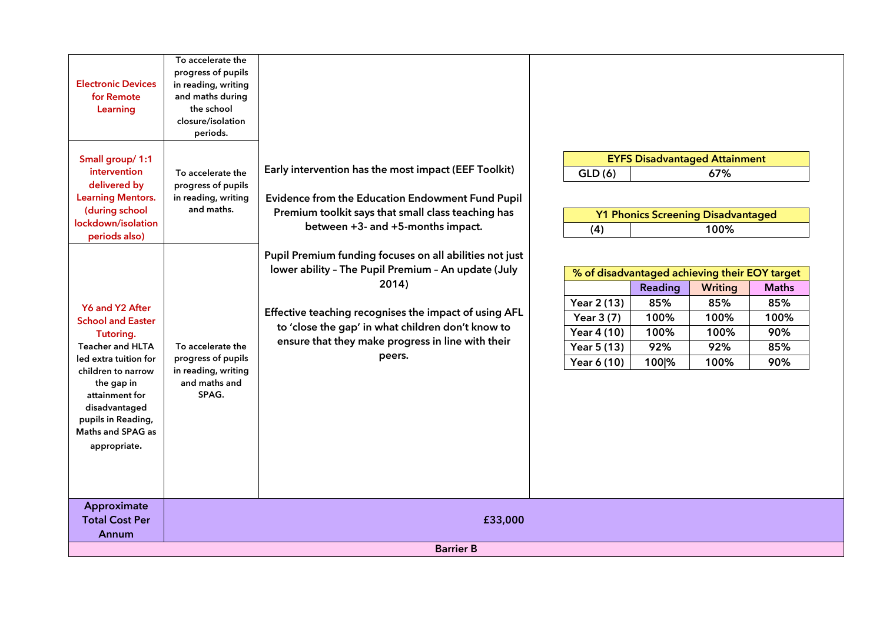| | | | |
|---|---|---|---|
| **Electronic Devices for Remote Learning** | To accelerate the progress of pupils in reading, writing and maths during the school closure/isolation periods. | Early intervention has the most impact (EEF Toolkit)<br><br>Evidence from the Education Endowment Fund Pupil Premium toolkit says that small class teaching has between +3- and +5-months impact.<br><br>Pupil Premium funding focuses on all abilities not just lower ability – The Pupil Premium – An update (July 2014)<br><br>Effective teaching recognises the impact of using AFL to 'close the gap' in what children don't know to ensure that they make progress in line with their peers. | (see tables below) |
| **Small group/ 1:1 intervention delivered by Learning Mentors. (during school lockdown/isolation periods also)** | To accelerate the progress of pupils in reading, writing and maths. | | |
| **Y6 and Y2 After School and Easter Tutoring.** Teacher and HLTA led extra tuition for children to narrow the gap in attainment for disadvantaged pupils in Reading, Maths and SPAG as appropriate. | To accelerate the progress of pupils in reading, writing and maths and SPAG. | | |
| **Approximate Total Cost Per Annum** | £33,000 | | |
| **Barrier B** | | | |

| EYFS Disadvantaged Attainment | |
|---|---|
| GLD (6) | 67% |

| Y1 Phonics Screening Disadvantaged | |
|---|---|
| (4) | 100% |

| % of disadvantaged achieving their EOY target | | | |
|---|---|---|---|
| | Reading | Writing | Maths |
| Year 2 (13) | 85% | 85% | 85% |
| Year 3 (7) | 100% | 100% | 100% |
| Year 4 (10) | 100% | 100% | 90% |
| Year 5 (13) | 92% | 92% | 85% |
| Year 6 (10) | 100\|% | 100% | 90% |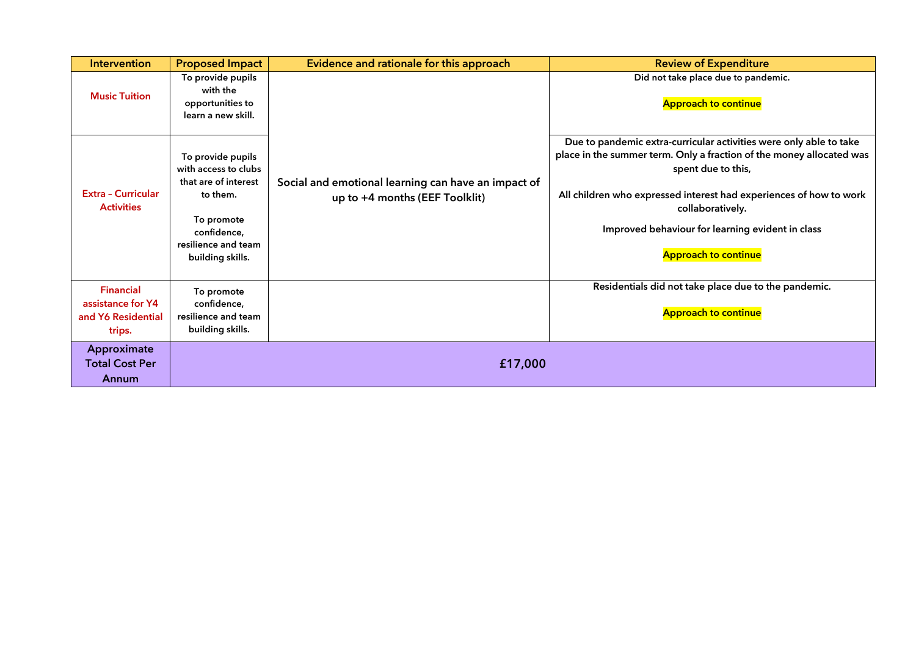| Intervention | Proposed Impact | Evidence and rationale for this approach | Review of Expenditure |
|---|---|---|---|
| Music Tuition | To provide pupils with the opportunities to learn a new skill. | Social and emotional learning can have an impact of up to +4 months (EEF Toolklit) | Did not take place due to pandemic.<br><br>Approach to continue |
| Extra - Curricular Activities | To provide pupils with access to clubs that are of interest to them.<br><br>To promote confidence, resilience and team building skills. | | Due to pandemic extra-curricular activities were only able to take place in the summer term. Only a fraction of the money allocated was spent due to this,<br><br>All children who expressed interest had experiences of how to work collaboratively.<br><br>Improved behaviour for learning evident in class<br><br>Approach to continue |
| Financial assistance for Y4 and Y6 Residential trips. | To promote confidence, resilience and team building skills. | | Residentials did not take place due to the pandemic.<br><br>Approach to continue |
| Approximate Total Cost Per Annum | £17,000 | | |